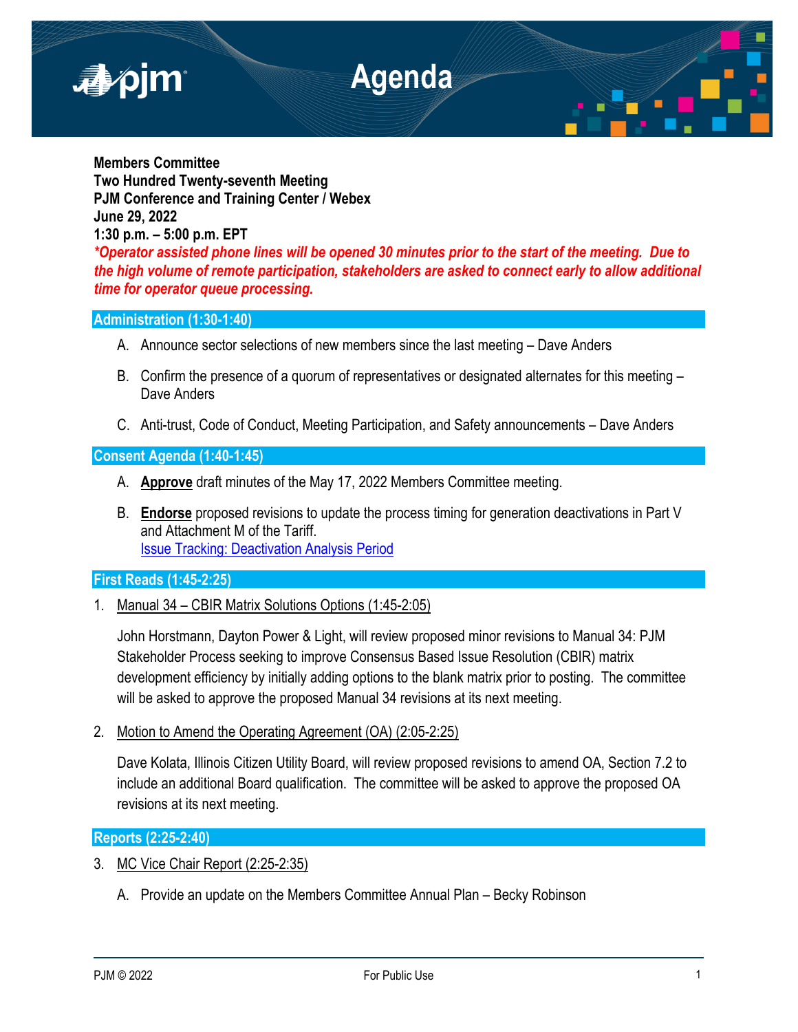# Agenda

**Members Committee**
**Two Hundred Twenty-seventh Meeting**
**PJM Conference and Training Center / Webex**
**June 29, 2022**
**1:30 p.m. – 5:00 p.m. EPT**

***\*Operator assisted phone lines will be opened 30 minutes prior to the start of the meeting. Due to the high volume of remote participation, stakeholders are asked to connect early to allow additional time for operator queue processing.***

## Administration (1:30-1:40)

A. Announce sector selections of new members since the last meeting – Dave Anders

B. Confirm the presence of a quorum of representatives or designated alternates for this meeting – Dave Anders

C. Anti-trust, Code of Conduct, Meeting Participation, and Safety announcements – Dave Anders

## Consent Agenda (1:40-1:45)

A. **Approve** draft minutes of the May 17, 2022 Members Committee meeting.

B. **Endorse** proposed revisions to update the process timing for generation deactivations in Part V and Attachment M of the Tariff.
Issue Tracking: Deactivation Analysis Period

## First Reads (1:45-2:25)

1. Manual 34 – CBIR Matrix Solutions Options (1:45-2:05)

   John Horstmann, Dayton Power & Light, will review proposed minor revisions to Manual 34: PJM Stakeholder Process seeking to improve Consensus Based Issue Resolution (CBIR) matrix development efficiency by initially adding options to the blank matrix prior to posting. The committee will be asked to approve the proposed Manual 34 revisions at its next meeting.

2. Motion to Amend the Operating Agreement (OA) (2:05-2:25)

   Dave Kolata, Illinois Citizen Utility Board, will review proposed revisions to amend OA, Section 7.2 to include an additional Board qualification. The committee will be asked to approve the proposed OA revisions at its next meeting.

## Reports (2:25-2:40)

3. MC Vice Chair Report (2:25-2:35)

   A. Provide an update on the Members Committee Annual Plan – Becky Robinson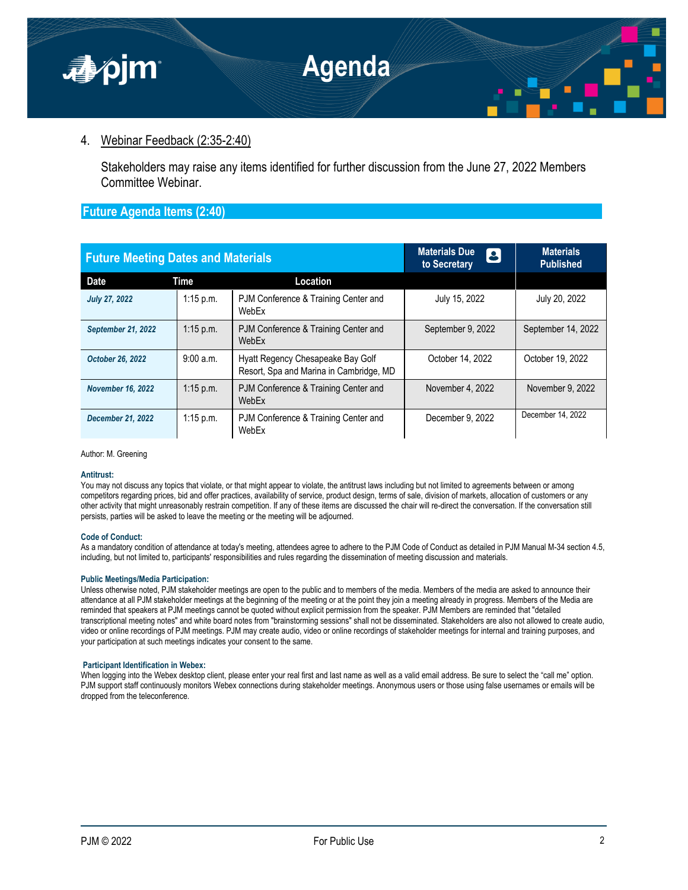4. Webinar Feedback (2:35-2:40)

   Stakeholders may raise any items identified for further discussion from the June 27, 2022 Members Committee Webinar.

## Future Agenda Items (2:40)

| Future Meeting Dates and Materials | | | Materials Due to Secretary | Materials Published |
|---|---|---|---|---|
| **Date** | **Time** | **Location** | | |
| *July 27, 2022* | 1:15 p.m. | PJM Conference & Training Center and WebEx | July 15, 2022 | July 20, 2022 |
| *September 21, 2022* | 1:15 p.m. | PJM Conference & Training Center and WebEx | September 9, 2022 | September 14, 2022 |
| *October 26, 2022* | 9:00 a.m. | Hyatt Regency Chesapeake Bay Golf Resort, Spa and Marina in Cambridge, MD | October 14, 2022 | October 19, 2022 |
| *November 16, 2022* | 1:15 p.m. | PJM Conference & Training Center and WebEx | November 4, 2022 | November 9, 2022 |
| *December 21, 2022* | 1:15 p.m. | PJM Conference & Training Center and WebEx | December 9, 2022 | December 14, 2022 |

Author: M. Greening

**Antitrust:**
You may not discuss any topics that violate, or that might appear to violate, the antitrust laws including but not limited to agreements between or among competitors regarding prices, bid and offer practices, availability of service, product design, terms of sale, division of markets, allocation of customers or any other activity that might unreasonably restrain competition. If any of these items are discussed the chair will re-direct the conversation. If the conversation still persists, parties will be asked to leave the meeting or the meeting will be adjourned.

**Code of Conduct:**
As a mandatory condition of attendance at today's meeting, attendees agree to adhere to the PJM Code of Conduct as detailed in PJM Manual M-34 section 4.5, including, but not limited to, participants' responsibilities and rules regarding the dissemination of meeting discussion and materials.

**Public Meetings/Media Participation:**
Unless otherwise noted, PJM stakeholder meetings are open to the public and to members of the media. Members of the media are asked to announce their attendance at all PJM stakeholder meetings at the beginning of the meeting or at the point they join a meeting already in progress. Members of the Media are reminded that speakers at PJM meetings cannot be quoted without explicit permission from the speaker. PJM Members are reminded that "detailed transcriptional meeting notes" and white board notes from "brainstorming sessions" shall not be disseminated. Stakeholders are also not allowed to create audio, video or online recordings of PJM meetings. PJM may create audio, video or online recordings of stakeholder meetings for internal and training purposes, and your participation at such meetings indicates your consent to the same.

**Participant Identification in Webex:**
When logging into the Webex desktop client, please enter your real first and last name as well as a valid email address. Be sure to select the "call me" option. PJM support staff continuously monitors Webex connections during stakeholder meetings. Anonymous users or those using false usernames or emails will be dropped from the teleconference.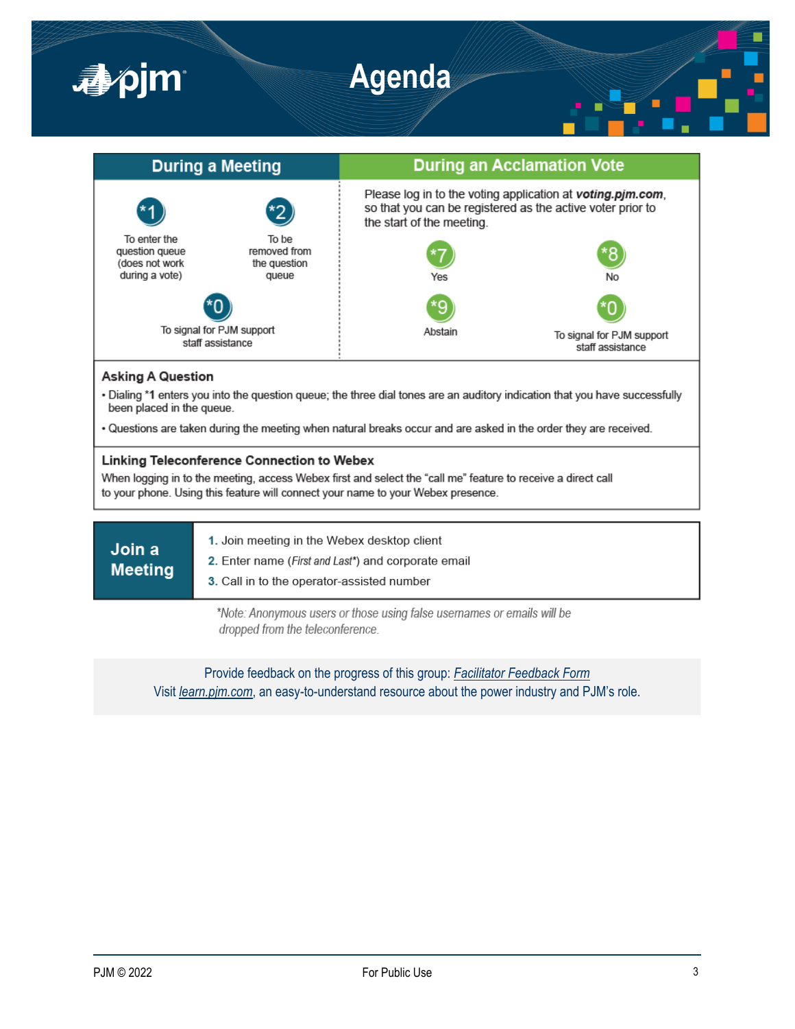# Agenda

## During a Meeting

*1 — To enter the question queue (does not work during a vote)

*2 — To be removed from the question queue

*0 — To signal for PJM support staff assistance

## During an Acclamation Vote

Please log in to the voting application at ***voting.pjm.com***, so that you can be registered as the active voter prior to the start of the meeting.

*7 — Yes

*8 — No

*9 — Abstain

*0 — To signal for PJM support staff assistance

### Asking A Question

- Dialing ***1** enters you into the question queue; the three dial tones are an auditory indication that you have successfully been placed in the queue.
- Questions are taken during the meeting when natural breaks occur and are asked in the order they are received.

### Linking Teleconference Connection to Webex

When logging in to the meeting, access Webex first and select the "call me" feature to receive a direct call to your phone. Using this feature will connect your name to your Webex presence.

## Join a Meeting

1. Join meeting in the Webex desktop client
2. Enter name (*First and Last**) and corporate email
3. Call in to the operator-assisted number

*\*Note: Anonymous users or those using false usernames or emails will be dropped from the teleconference.*

Provide feedback on the progress of this group: *Facilitator Feedback Form*

Visit *learn.pjm.com*, an easy-to-understand resource about the power industry and PJM's role.